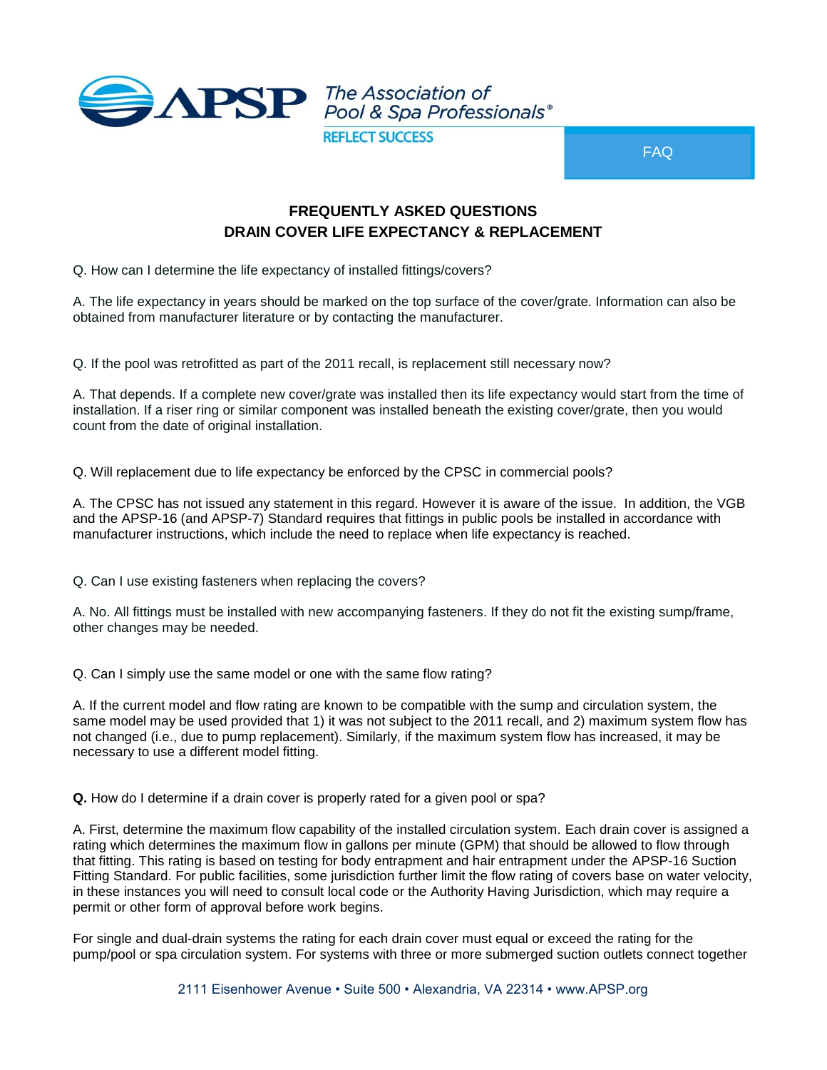# FREQUENTLY ASKED QUESTIONS
## DRAIN COVER LIFE EXPECTANCY & REPLACEMENT

Q. How can I determine the life expectancy of installed fittings/covers?

A. The life expectancy in years should be marked on the top surface of the cover/grate. Information can also be obtained from manufacturer literature or by contacting the manufacturer.

Q. If the pool was retrofitted as part of the 2011 recall, is replacement still necessary now?

A. That depends. If a complete new cover/grate was installed then its life expectancy would start from the time of installation. If a riser ring or similar component was installed beneath the existing cover/grate, then you would count from the date of original installation.

Q. Will replacement due to life expectancy be enforced by the CPSC in commercial pools?

A. The CPSC has not issued any statement in this regard. However it is aware of the issue. In addition, the VGB and the APSP-16 (and APSP-7) Standard requires that fittings in public pools be installed in accordance with manufacturer instructions, which include the need to replace when life expectancy is reached.

Q. Can I use existing fasteners when replacing the covers?

A. No. All fittings must be installed with new accompanying fasteners. If they do not fit the existing sump/frame, other changes may be needed.

Q. Can I simply use the same model or one with the same flow rating?

A. If the current model and flow rating are known to be compatible with the sump and circulation system, the same model may be used provided that 1) it was not subject to the 2011 recall, and 2) maximum system flow has not changed (i.e., due to pump replacement). Similarly, if the maximum system flow has increased, it may be necessary to use a different model fitting.

**Q.** How do I determine if a drain cover is properly rated for a given pool or spa?

A. First, determine the maximum flow capability of the installed circulation system. Each drain cover is assigned a rating which determines the maximum flow in gallons per minute (GPM) that should be allowed to flow through that fitting. This rating is based on testing for body entrapment and hair entrapment under the APSP-16 Suction Fitting Standard. For public facilities, some jurisdiction further limit the flow rating of covers base on water velocity, in these instances you will need to consult local code or the Authority Having Jurisdiction, which may require a permit or other form of approval before work begins.

For single and dual-drain systems the rating for each drain cover must equal or exceed the rating for the pump/pool or spa circulation system. For systems with three or more submerged suction outlets connect together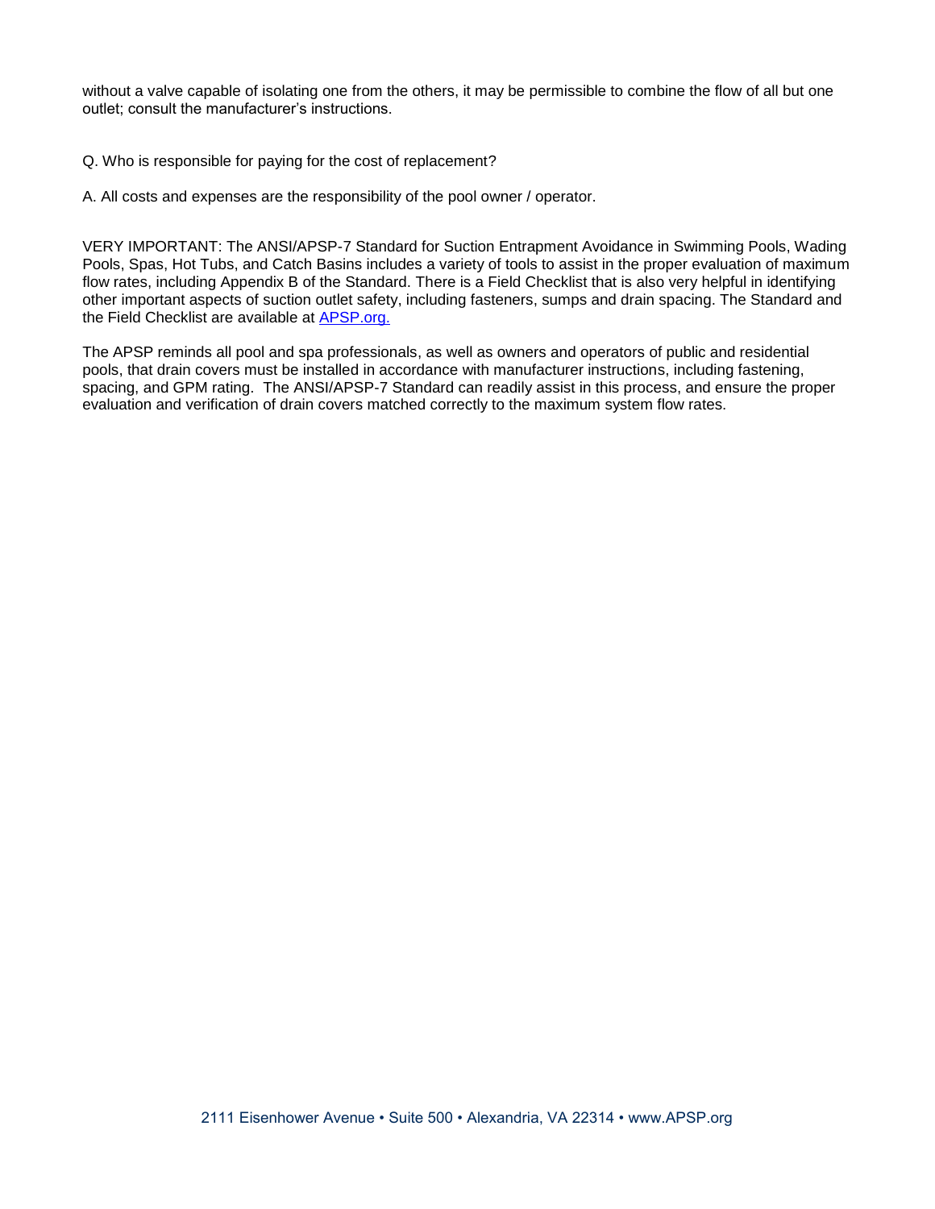without a valve capable of isolating one from the others, it may be permissible to combine the flow of all but one outlet; consult the manufacturer's instructions.

Q. Who is responsible for paying for the cost of replacement?

A. All costs and expenses are the responsibility of the pool owner / operator.

VERY IMPORTANT: The ANSI/APSP-7 Standard for Suction Entrapment Avoidance in Swimming Pools, Wading Pools, Spas, Hot Tubs, and Catch Basins includes a variety of tools to assist in the proper evaluation of maximum flow rates, including Appendix B of the Standard. There is a Field Checklist that is also very helpful in identifying other important aspects of suction outlet safety, including fasteners, sumps and drain spacing. The Standard and the Field Checklist are available at [APSP.org.](http://APSP.org)

The APSP reminds all pool and spa professionals, as well as owners and operators of public and residential pools, that drain covers must be installed in accordance with manufacturer instructions, including fastening, spacing, and GPM rating. The ANSI/APSP-7 Standard can readily assist in this process, and ensure the proper evaluation and verification of drain covers matched correctly to the maximum system flow rates.